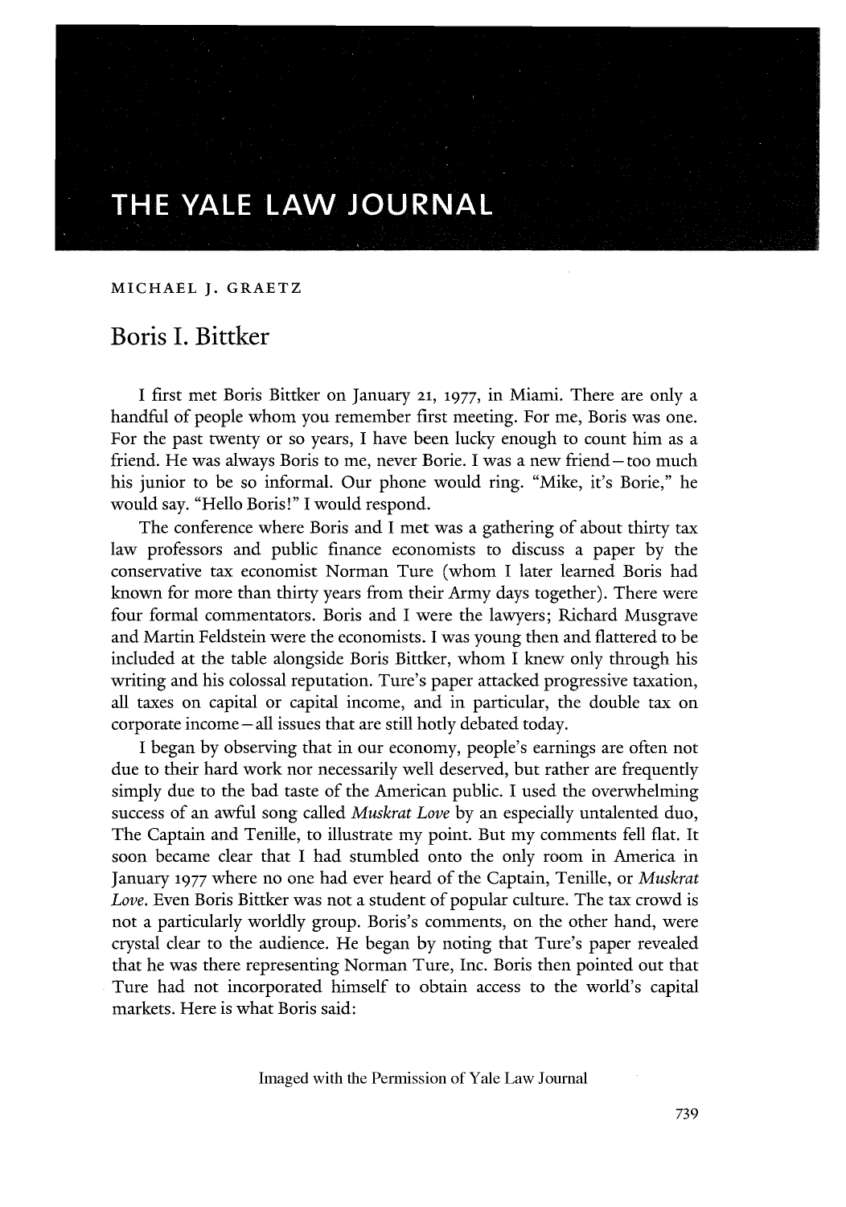# THE YALE LAW JOURNAL

MICHAEL J. GRAETZ

## Boris I. Bittker

I first met Boris Bittker on January 21, 1977, in Miami. There are only a handful of people whom you remember first meeting. For me, Boris was one. For the past twenty or so years, I have been lucky enough to count him as a friend. He was always Boris to me, never Borie. I was a new friend—too much his junior to be so informal. Our phone would ring. "Mike, it's Borie," he would say. "Hello Boris!" I would respond.

The conference where Boris and I met was a gathering of about thirty tax law professors and public finance economists to discuss a paper by the conservative tax economist Norman Ture (whom I later learned Boris had known for more than thirty years from their Army days together). There were four formal commentators. Boris and I were the lawyers; Richard Musgrave and Martin Feldstein were the economists. I was young then and flattered to be included at the table alongside Boris Bittker, whom I knew only through his writing and his colossal reputation. Ture's paper attacked progressive taxation, all taxes on capital or capital income, and in particular, the double tax on corporate income—all issues that are still hotly debated today.

I began by observing that in our economy, people's earnings are often not due to their hard work nor necessarily well deserved, but rather are frequently simply due to the bad taste of the American public. I used the overwhelming success of an awful song called *Muskrat Love* by an especially untalented duo, The Captain and Tenille, to illustrate my point. But my comments fell flat. It soon became clear that I had stumbled onto the only room in America in January 1977 where no one had ever heard of the Captain, Tenille, or *Muskrat Love*. Even Boris Bittker was not a student of popular culture. The tax crowd is not a particularly worldly group. Boris's comments, on the other hand, were crystal clear to the audience. He began by noting that Ture's paper revealed that he was there representing Norman Ture, Inc. Boris then pointed out that Ture had not incorporated himself to obtain access to the world's capital markets. Here is what Boris said:

Imaged with the Permission of Yale Law Journal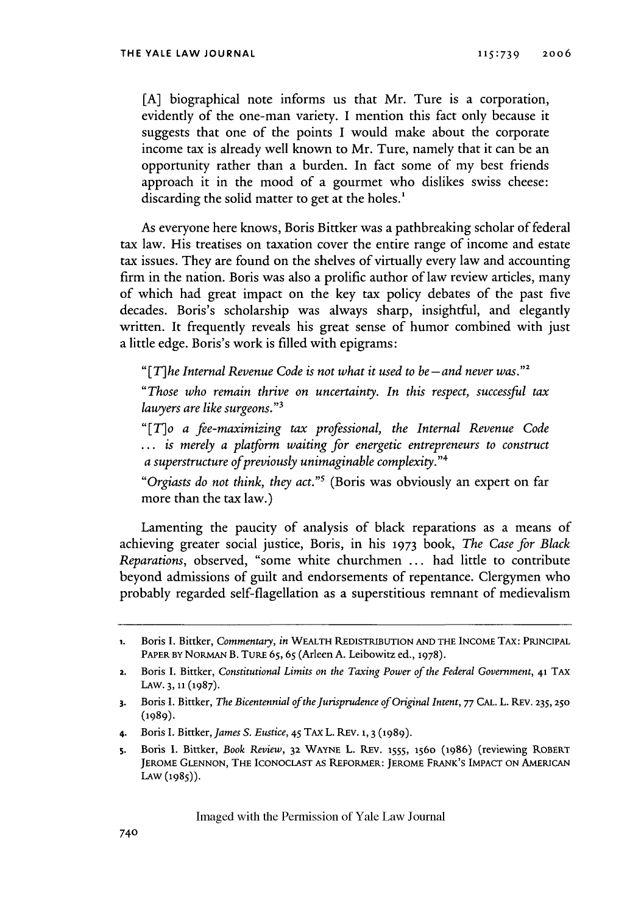> [A] biographical note informs us that Mr. Ture is a corporation, evidently of the one-man variety. I mention this fact only because it suggests that one of the points I would make about the corporate income tax is already well known to Mr. Ture, namely that it can be an opportunity rather than a burden. In fact some of my best friends approach it in the mood of a gourmet who dislikes swiss cheese: discarding the solid matter to get at the holes.[1]

As everyone here knows, Boris Bittker was a pathbreaking scholar of federal tax law. His treatises on taxation cover the entire range of income and estate tax issues. They are found on the shelves of virtually every law and accounting firm in the nation. Boris was also a prolific author of law review articles, many of which had great impact on the key tax policy debates of the past five decades. Boris's scholarship was always sharp, insightful, and elegantly written. It frequently reveals his great sense of humor combined with just a little edge. Boris's work is filled with epigrams:

> "*[T]he Internal Revenue Code is not what it used to be—and never was.*"[2]
>
> "*Those who remain thrive on uncertainty. In this respect, successful tax lawyers are like surgeons.*"[3]
>
> "*[T]o a fee-maximizing tax professional, the Internal Revenue Code ... is merely a platform waiting for energetic entrepreneurs to construct a superstructure of previously unimaginable complexity.*"[4]
>
> "*Orgiasts do not think, they act.*"[5] (Boris was obviously an expert on far more than the tax law.)

Lamenting the paucity of analysis of black reparations as a means of achieving greater social justice, Boris, in his 1973 book, *The Case for Black Reparations*, observed, "some white churchmen ... had little to contribute beyond admissions of guilt and endorsements of repentance. Clergymen who probably regarded self-flagellation as a superstitious remnant of medievalism

---

1. Boris I. Bittker, *Commentary*, *in* WEALTH REDISTRIBUTION AND THE INCOME TAX: PRINCIPAL PAPER BY NORMAN B. TURE 65, 65 (Arleen A. Leibowitz ed., 1978).
2. Boris I. Bittker, *Constitutional Limits on the Taxing Power of the Federal Government*, 41 TAX LAW. 3, 11 (1987).
3. Boris I. Bittker, *The Bicentennial of the Jurisprudence of Original Intent*, 77 CAL. L. REV. 235, 250 (1989).
4. Boris I. Bittker, *James S. Eustice*, 45 TAX L. REV. 1, 3 (1989).
5. Boris I. Bittker, *Book Review*, 32 WAYNE L. REV. 1555, 1560 (1986) (reviewing ROBERT JEROME GLENNON, THE ICONOCLAST AS REFORMER: JEROME FRANK'S IMPACT ON AMERICAN LAW (1985)).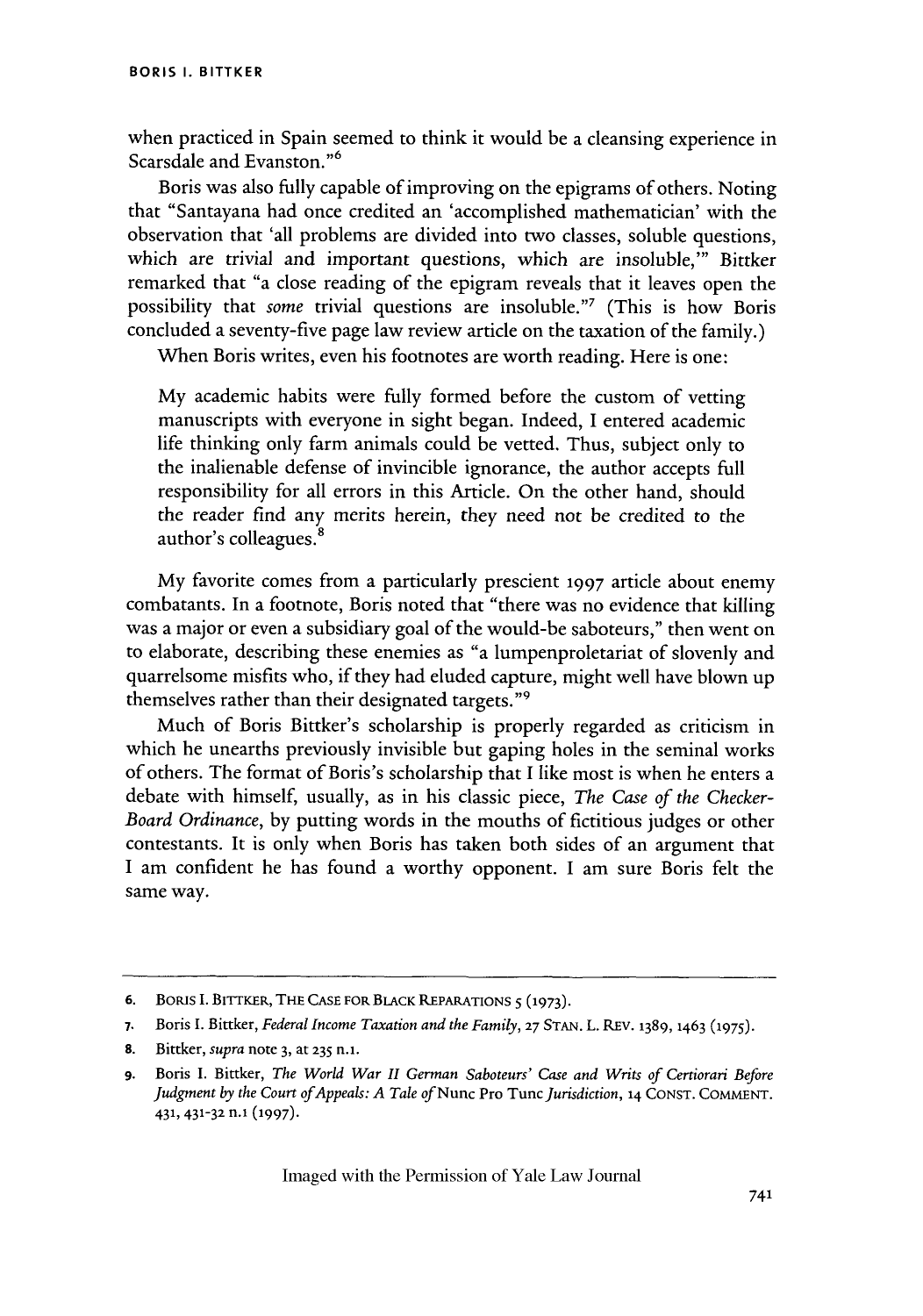when practiced in Spain seemed to think it would be a cleansing experience in Scarsdale and Evanston."[6]

Boris was also fully capable of improving on the epigrams of others. Noting that "Santayana had once credited an 'accomplished mathematician' with the observation that 'all problems are divided into two classes, soluble questions, which are trivial and important questions, which are insoluble,'" Bittker remarked that "a close reading of the epigram reveals that it leaves open the possibility that *some* trivial questions are insoluble."[7] (This is how Boris concluded a seventy-five page law review article on the taxation of the family.)

When Boris writes, even his footnotes are worth reading. Here is one:

> My academic habits were fully formed before the custom of vetting manuscripts with everyone in sight began. Indeed, I entered academic life thinking only farm animals could be vetted. Thus, subject only to the inalienable defense of invincible ignorance, the author accepts full responsibility for all errors in this Article. On the other hand, should the reader find any merits herein, they need not be credited to the author's colleagues.[8]

My favorite comes from a particularly prescient 1997 article about enemy combatants. In a footnote, Boris noted that "there was no evidence that killing was a major or even a subsidiary goal of the would-be saboteurs," then went on to elaborate, describing these enemies as "a lumpenproletariat of slovenly and quarrelsome misfits who, if they had eluded capture, might well have blown up themselves rather than their designated targets."[9]

Much of Boris Bittker's scholarship is properly regarded as criticism in which he unearths previously invisible but gaping holes in the seminal works of others. The format of Boris's scholarship that I like most is when he enters a debate with himself, usually, as in his classic piece, *The Case of the Checker-Board Ordinance*, by putting words in the mouths of fictitious judges or other contestants. It is only when Boris has taken both sides of an argument that I am confident he has found a worthy opponent. I am sure Boris felt the same way.

---

6. Boris I. Bittker, The Case for Black Reparations 5 (1973).

7. Boris I. Bittker, *Federal Income Taxation and the Family*, 27 Stan. L. Rev. 1389, 1463 (1975).

8. Bittker, *supra* note 3, at 235 n.1.

9. Boris I. Bittker, *The World War II German Saboteurs' Case and Writs of Certiorari Before Judgment by the Court of Appeals: A Tale of* Nunc Pro Tunc *Jurisdiction*, 14 Const. Comment. 431, 431-32 n.1 (1997).

Imaged with the Permission of Yale Law Journal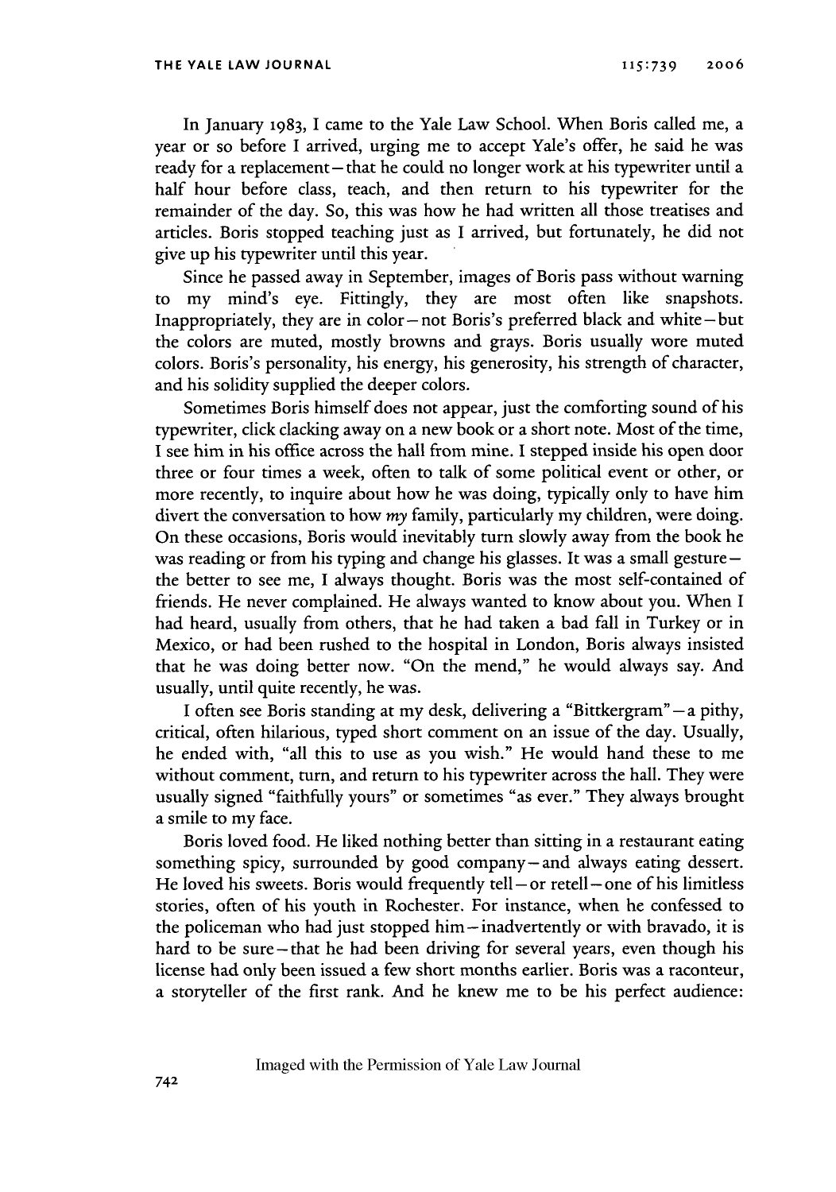In January 1983, I came to the Yale Law School. When Boris called me, a year or so before I arrived, urging me to accept Yale's offer, he said he was ready for a replacement – that he could no longer work at his typewriter until a half hour before class, teach, and then return to his typewriter for the remainder of the day. So, this was how he had written all those treatises and articles. Boris stopped teaching just as I arrived, but fortunately, he did not give up his typewriter until this year.

Since he passed away in September, images of Boris pass without warning to my mind's eye. Fittingly, they are most often like snapshots. Inappropriately, they are in color – not Boris's preferred black and white – but the colors are muted, mostly browns and grays. Boris usually wore muted colors. Boris's personality, his energy, his generosity, his strength of character, and his solidity supplied the deeper colors.

Sometimes Boris himself does not appear, just the comforting sound of his typewriter, click clacking away on a new book or a short note. Most of the time, I see him in his office across the hall from mine. I stepped inside his open door three or four times a week, often to talk of some political event or other, or more recently, to inquire about how he was doing, typically only to have him divert the conversation to how *my* family, particularly my children, were doing. On these occasions, Boris would inevitably turn slowly away from the book he was reading or from his typing and change his glasses. It was a small gesture – the better to see me, I always thought. Boris was the most self-contained of friends. He never complained. He always wanted to know about you. When I had heard, usually from others, that he had taken a bad fall in Turkey or in Mexico, or had been rushed to the hospital in London, Boris always insisted that he was doing better now. "On the mend," he would always say. And usually, until quite recently, he was.

I often see Boris standing at my desk, delivering a "Bittkergram" – a pithy, critical, often hilarious, typed short comment on an issue of the day. Usually, he ended with, "all this to use as you wish." He would hand these to me without comment, turn, and return to his typewriter across the hall. They were usually signed "faithfully yours" or sometimes "as ever." They always brought a smile to my face.

Boris loved food. He liked nothing better than sitting in a restaurant eating something spicy, surrounded by good company – and always eating dessert. He loved his sweets. Boris would frequently tell – or retell – one of his limitless stories, often of his youth in Rochester. For instance, when he confessed to the policeman who had just stopped him – inadvertently or with bravado, it is hard to be sure – that he had been driving for several years, even though his license had only been issued a few short months earlier. Boris was a raconteur, a storyteller of the first rank. And he knew me to be his perfect audience: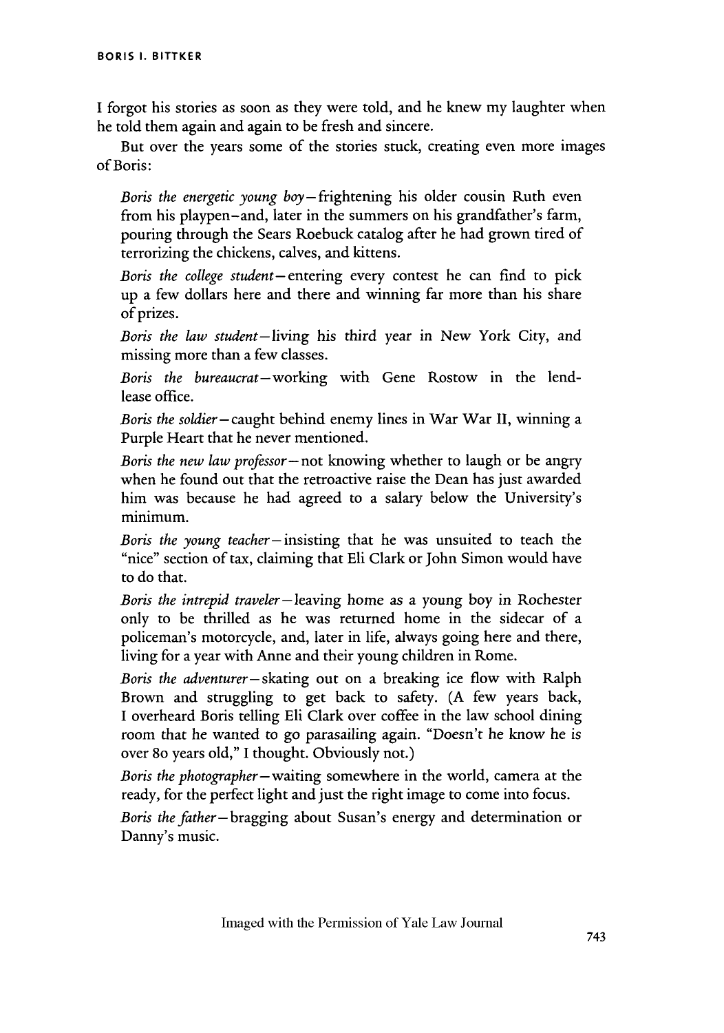I forgot his stories as soon as they were told, and he knew my laughter when he told them again and again to be fresh and sincere.

But over the years some of the stories stuck, creating even more images of Boris:

> *Boris the energetic young boy*—frightening his older cousin Ruth even from his playpen—and, later in the summers on his grandfather's farm, pouring through the Sears Roebuck catalog after he had grown tired of terrorizing the chickens, calves, and kittens.
>
> *Boris the college student*—entering every contest he can find to pick up a few dollars here and there and winning far more than his share of prizes.
>
> *Boris the law student*—living his third year in New York City, and missing more than a few classes.
>
> *Boris the bureaucrat*—working with Gene Rostow in the lend-lease office.
>
> *Boris the soldier*—caught behind enemy lines in War War II, winning a Purple Heart that he never mentioned.
>
> *Boris the new law professor*—not knowing whether to laugh or be angry when he found out that the retroactive raise the Dean has just awarded him was because he had agreed to a salary below the University's minimum.
>
> *Boris the young teacher*—insisting that he was unsuited to teach the "nice" section of tax, claiming that Eli Clark or John Simon would have to do that.
>
> *Boris the intrepid traveler*—leaving home as a young boy in Rochester only to be thrilled as he was returned home in the sidecar of a policeman's motorcycle, and, later in life, always going here and there, living for a year with Anne and their young children in Rome.
>
> *Boris the adventurer*—skating out on a breaking ice flow with Ralph Brown and struggling to get back to safety. (A few years back, I overheard Boris telling Eli Clark over coffee in the law school dining room that he wanted to go parasailing again. "Doesn't he know he is over 80 years old," I thought. Obviously not.)
>
> *Boris the photographer*—waiting somewhere in the world, camera at the ready, for the perfect light and just the right image to come into focus.
>
> *Boris the father*—bragging about Susan's energy and determination or Danny's music.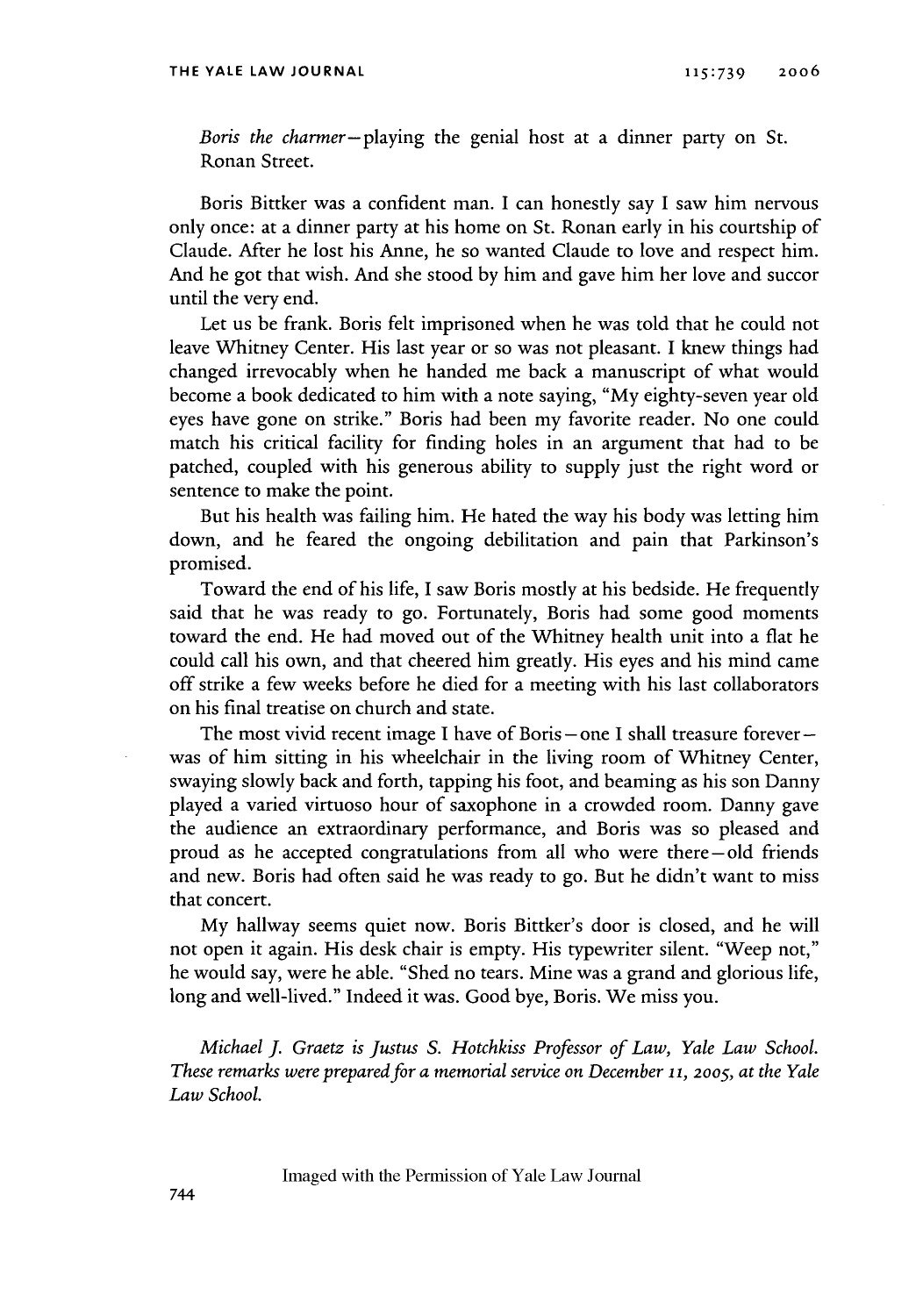*Boris the charmer*—playing the genial host at a dinner party on St. Ronan Street.

Boris Bittker was a confident man. I can honestly say I saw him nervous only once: at a dinner party at his home on St. Ronan early in his courtship of Claude. After he lost his Anne, he so wanted Claude to love and respect him. And he got that wish. And she stood by him and gave him her love and succor until the very end.

Let us be frank. Boris felt imprisoned when he was told that he could not leave Whitney Center. His last year or so was not pleasant. I knew things had changed irrevocably when he handed me back a manuscript of what would become a book dedicated to him with a note saying, "My eighty-seven year old eyes have gone on strike." Boris had been my favorite reader. No one could match his critical facility for finding holes in an argument that had to be patched, coupled with his generous ability to supply just the right word or sentence to make the point.

But his health was failing him. He hated the way his body was letting him down, and he feared the ongoing debilitation and pain that Parkinson's promised.

Toward the end of his life, I saw Boris mostly at his bedside. He frequently said that he was ready to go. Fortunately, Boris had some good moments toward the end. He had moved out of the Whitney health unit into a flat he could call his own, and that cheered him greatly. His eyes and his mind came off strike a few weeks before he died for a meeting with his last collaborators on his final treatise on church and state.

The most vivid recent image I have of Boris—one I shall treasure forever—was of him sitting in his wheelchair in the living room of Whitney Center, swaying slowly back and forth, tapping his foot, and beaming as his son Danny played a varied virtuoso hour of saxophone in a crowded room. Danny gave the audience an extraordinary performance, and Boris was so pleased and proud as he accepted congratulations from all who were there—old friends and new. Boris had often said he was ready to go. But he didn't want to miss that concert.

My hallway seems quiet now. Boris Bittker's door is closed, and he will not open it again. His desk chair is empty. His typewriter silent. "Weep not," he would say, were he able. "Shed no tears. Mine was a grand and glorious life, long and well-lived." Indeed it was. Good bye, Boris. We miss you.

*Michael J. Graetz is Justus S. Hotchkiss Professor of Law, Yale Law School. These remarks were prepared for a memorial service on December 11, 2005, at the Yale Law School.*